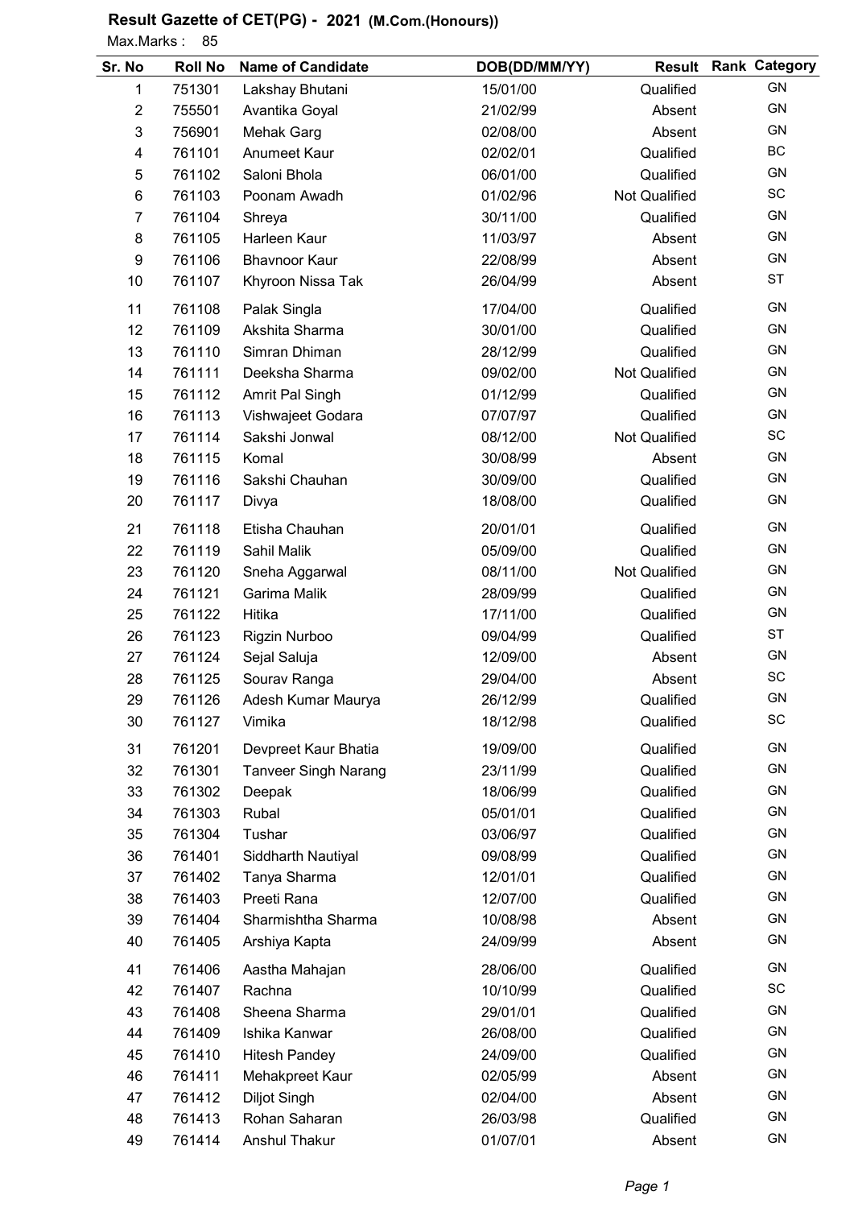# Result Gazette of CET(PG) - 2021 (M.Com.(Honours))

Max.Marks : 85

| Sr. No | Roll No | Name of Candidate | DOB(DD/MM/YY) | Result | Rank | Category |
|---|---|---|---|---|---|---|
| 1 | 751301 | Lakshay Bhutani | 15/01/00 | Qualified | | GN |
| 2 | 755501 | Avantika Goyal | 21/02/99 | Absent | | GN |
| 3 | 756901 | Mehak Garg | 02/08/00 | Absent | | GN |
| 4 | 761101 | Anumeet Kaur | 02/02/01 | Qualified | | BC |
| 5 | 761102 | Saloni Bhola | 06/01/00 | Qualified | | GN |
| 6 | 761103 | Poonam Awadh | 01/02/96 | Not Qualified | | SC |
| 7 | 761104 | Shreya | 30/11/00 | Qualified | | GN |
| 8 | 761105 | Harleen Kaur | 11/03/97 | Absent | | GN |
| 9 | 761106 | Bhavnoor Kaur | 22/08/99 | Absent | | GN |
| 10 | 761107 | Khyroon Nissa Tak | 26/04/99 | Absent | | ST |
| 11 | 761108 | Palak Singla | 17/04/00 | Qualified | | GN |
| 12 | 761109 | Akshita Sharma | 30/01/00 | Qualified | | GN |
| 13 | 761110 | Simran Dhiman | 28/12/99 | Qualified | | GN |
| 14 | 761111 | Deeksha Sharma | 09/02/00 | Not Qualified | | GN |
| 15 | 761112 | Amrit Pal Singh | 01/12/99 | Qualified | | GN |
| 16 | 761113 | Vishwajeet Godara | 07/07/97 | Qualified | | GN |
| 17 | 761114 | Sakshi Jonwal | 08/12/00 | Not Qualified | | SC |
| 18 | 761115 | Komal | 30/08/99 | Absent | | GN |
| 19 | 761116 | Sakshi Chauhan | 30/09/00 | Qualified | | GN |
| 20 | 761117 | Divya | 18/08/00 | Qualified | | GN |
| 21 | 761118 | Etisha Chauhan | 20/01/01 | Qualified | | GN |
| 22 | 761119 | Sahil Malik | 05/09/00 | Qualified | | GN |
| 23 | 761120 | Sneha Aggarwal | 08/11/00 | Not Qualified | | GN |
| 24 | 761121 | Garima Malik | 28/09/99 | Qualified | | GN |
| 25 | 761122 | Hitika | 17/11/00 | Qualified | | GN |
| 26 | 761123 | Rigzin Nurboo | 09/04/99 | Qualified | | ST |
| 27 | 761124 | Sejal Saluja | 12/09/00 | Absent | | GN |
| 28 | 761125 | Sourav Ranga | 29/04/00 | Absent | | SC |
| 29 | 761126 | Adesh Kumar Maurya | 26/12/99 | Qualified | | GN |
| 30 | 761127 | Vimika | 18/12/98 | Qualified | | SC |
| 31 | 761201 | Devpreet Kaur Bhatia | 19/09/00 | Qualified | | GN |
| 32 | 761301 | Tanveer Singh Narang | 23/11/99 | Qualified | | GN |
| 33 | 761302 | Deepak | 18/06/99 | Qualified | | GN |
| 34 | 761303 | Rubal | 05/01/01 | Qualified | | GN |
| 35 | 761304 | Tushar | 03/06/97 | Qualified | | GN |
| 36 | 761401 | Siddharth Nautiyal | 09/08/99 | Qualified | | GN |
| 37 | 761402 | Tanya Sharma | 12/01/01 | Qualified | | GN |
| 38 | 761403 | Preeti Rana | 12/07/00 | Qualified | | GN |
| 39 | 761404 | Sharmishtha Sharma | 10/08/98 | Absent | | GN |
| 40 | 761405 | Arshiya Kapta | 24/09/99 | Absent | | GN |
| 41 | 761406 | Aastha Mahajan | 28/06/00 | Qualified | | GN |
| 42 | 761407 | Rachna | 10/10/99 | Qualified | | SC |
| 43 | 761408 | Sheena Sharma | 29/01/01 | Qualified | | GN |
| 44 | 761409 | Ishika Kanwar | 26/08/00 | Qualified | | GN |
| 45 | 761410 | Hitesh Pandey | 24/09/00 | Qualified | | GN |
| 46 | 761411 | Mehakpreet Kaur | 02/05/99 | Absent | | GN |
| 47 | 761412 | Diljot Singh | 02/04/00 | Absent | | GN |
| 48 | 761413 | Rohan Saharan | 26/03/98 | Qualified | | GN |
| 49 | 761414 | Anshul Thakur | 01/07/01 | Absent | | GN |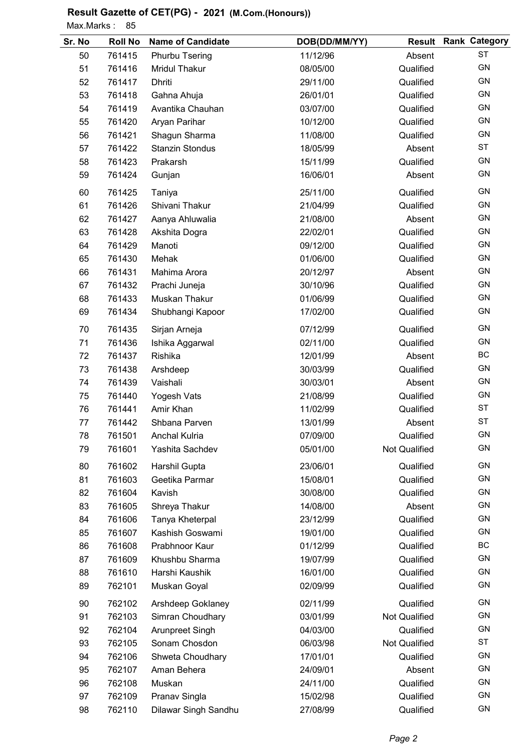# Result Gazette of CET(PG) - 2021 (M.Com.(Honours))

Max.Marks : 85

| Sr. No | Roll No | Name of Candidate | DOB(DD/MM/YY) | Result | Rank | Category |
|---|---|---|---|---|---|---|
| 50 | 761415 | Phurbu Tsering | 11/12/96 | Absent | | ST |
| 51 | 761416 | Mridul Thakur | 08/05/00 | Qualified | | GN |
| 52 | 761417 | Dhriti | 29/11/00 | Qualified | | GN |
| 53 | 761418 | Gahna Ahuja | 26/01/01 | Qualified | | GN |
| 54 | 761419 | Avantika Chauhan | 03/07/00 | Qualified | | GN |
| 55 | 761420 | Aryan Parihar | 10/12/00 | Qualified | | GN |
| 56 | 761421 | Shagun Sharma | 11/08/00 | Qualified | | GN |
| 57 | 761422 | Stanzin Stondus | 18/05/99 | Absent | | ST |
| 58 | 761423 | Prakarsh | 15/11/99 | Qualified | | GN |
| 59 | 761424 | Gunjan | 16/06/01 | Absent | | GN |
| 60 | 761425 | Taniya | 25/11/00 | Qualified | | GN |
| 61 | 761426 | Shivani Thakur | 21/04/99 | Qualified | | GN |
| 62 | 761427 | Aanya Ahluwalia | 21/08/00 | Absent | | GN |
| 63 | 761428 | Akshita Dogra | 22/02/01 | Qualified | | GN |
| 64 | 761429 | Manoti | 09/12/00 | Qualified | | GN |
| 65 | 761430 | Mehak | 01/06/00 | Qualified | | GN |
| 66 | 761431 | Mahima Arora | 20/12/97 | Absent | | GN |
| 67 | 761432 | Prachi Juneja | 30/10/96 | Qualified | | GN |
| 68 | 761433 | Muskan Thakur | 01/06/99 | Qualified | | GN |
| 69 | 761434 | Shubhangi Kapoor | 17/02/00 | Qualified | | GN |
| 70 | 761435 | Sirjan Arneja | 07/12/99 | Qualified | | GN |
| 71 | 761436 | Ishika Aggarwal | 02/11/00 | Qualified | | GN |
| 72 | 761437 | Rishika | 12/01/99 | Absent | | BC |
| 73 | 761438 | Arshdeep | 30/03/99 | Qualified | | GN |
| 74 | 761439 | Vaishali | 30/03/01 | Absent | | GN |
| 75 | 761440 | Yogesh Vats | 21/08/99 | Qualified | | GN |
| 76 | 761441 | Amir Khan | 11/02/99 | Qualified | | ST |
| 77 | 761442 | Shbana Parven | 13/01/99 | Absent | | ST |
| 78 | 761501 | Anchal Kulria | 07/09/00 | Qualified | | GN |
| 79 | 761601 | Yashita Sachdev | 05/01/00 | Not Qualified | | GN |
| 80 | 761602 | Harshil Gupta | 23/06/01 | Qualified | | GN |
| 81 | 761603 | Geetika Parmar | 15/08/01 | Qualified | | GN |
| 82 | 761604 | Kavish | 30/08/00 | Qualified | | GN |
| 83 | 761605 | Shreya Thakur | 14/08/00 | Absent | | GN |
| 84 | 761606 | Tanya Kheterpal | 23/12/99 | Qualified | | GN |
| 85 | 761607 | Kashish Goswami | 19/01/00 | Qualified | | GN |
| 86 | 761608 | Prabhnoor Kaur | 01/12/99 | Qualified | | BC |
| 87 | 761609 | Khushbu Sharma | 19/07/99 | Qualified | | GN |
| 88 | 761610 | Harshi Kaushik | 16/01/00 | Qualified | | GN |
| 89 | 762101 | Muskan Goyal | 02/09/99 | Qualified | | GN |
| 90 | 762102 | Arshdeep Goklaney | 02/11/99 | Qualified | | GN |
| 91 | 762103 | Simran Choudhary | 03/01/99 | Not Qualified | | GN |
| 92 | 762104 | Arunpreet Singh | 04/03/00 | Qualified | | GN |
| 93 | 762105 | Sonam Chosdon | 06/03/98 | Not Qualified | | ST |
| 94 | 762106 | Shweta Choudhary | 17/01/01 | Qualified | | GN |
| 95 | 762107 | Aman Behera | 24/09/01 | Absent | | GN |
| 96 | 762108 | Muskan | 24/11/00 | Qualified | | GN |
| 97 | 762109 | Pranav Singla | 15/02/98 | Qualified | | GN |
| 98 | 762110 | Dilawar Singh Sandhu | 27/08/99 | Qualified | | GN |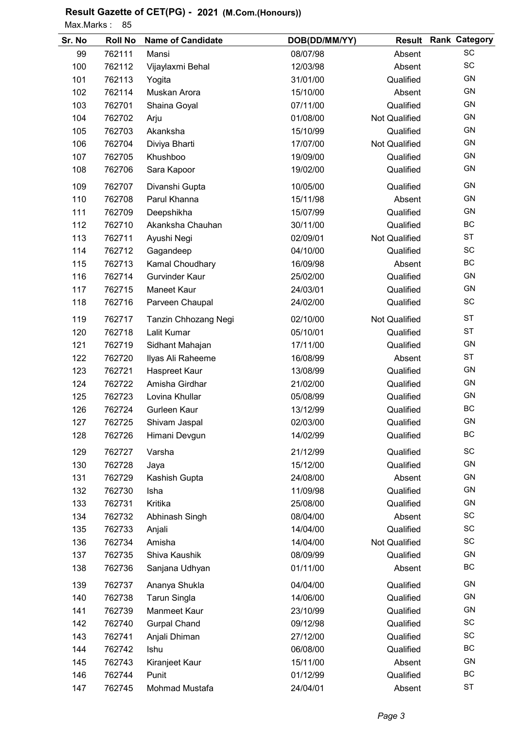## Result Gazette of CET(PG) - 2021 (M.Com.(Honours))

Max.Marks : 85

| Sr. No | Roll No | Name of Candidate | DOB(DD/MM/YY) | Result | Rank | Category |
|---|---|---|---|---|---|---|
| 99 | 762111 | Mansi | 08/07/98 | Absent | | SC |
| 100 | 762112 | Vijaylaxmi Behal | 12/03/98 | Absent | | SC |
| 101 | 762113 | Yogita | 31/01/00 | Qualified | | GN |
| 102 | 762114 | Muskan Arora | 15/10/00 | Absent | | GN |
| 103 | 762701 | Shaina Goyal | 07/11/00 | Qualified | | GN |
| 104 | 762702 | Arju | 01/08/00 | Not Qualified | | GN |
| 105 | 762703 | Akanksha | 15/10/99 | Qualified | | GN |
| 106 | 762704 | Diviya Bharti | 17/07/00 | Not Qualified | | GN |
| 107 | 762705 | Khushboo | 19/09/00 | Qualified | | GN |
| 108 | 762706 | Sara Kapoor | 19/02/00 | Qualified | | GN |
| 109 | 762707 | Divanshi Gupta | 10/05/00 | Qualified | | GN |
| 110 | 762708 | Parul Khanna | 15/11/98 | Absent | | GN |
| 111 | 762709 | Deepshikha | 15/07/99 | Qualified | | GN |
| 112 | 762710 | Akanksha Chauhan | 30/11/00 | Qualified | | BC |
| 113 | 762711 | Ayushi Negi | 02/09/01 | Not Qualified | | ST |
| 114 | 762712 | Gagandeep | 04/10/00 | Qualified | | SC |
| 115 | 762713 | Kamal Choudhary | 16/09/98 | Absent | | BC |
| 116 | 762714 | Gurvinder Kaur | 25/02/00 | Qualified | | GN |
| 117 | 762715 | Maneet Kaur | 24/03/01 | Qualified | | GN |
| 118 | 762716 | Parveen Chaupal | 24/02/00 | Qualified | | SC |
| 119 | 762717 | Tanzin Chhozang Negi | 02/10/00 | Not Qualified | | ST |
| 120 | 762718 | Lalit Kumar | 05/10/01 | Qualified | | ST |
| 121 | 762719 | Sidhant Mahajan | 17/11/00 | Qualified | | GN |
| 122 | 762720 | Ilyas Ali Raheeme | 16/08/99 | Absent | | ST |
| 123 | 762721 | Haspreet Kaur | 13/08/99 | Qualified | | GN |
| 124 | 762722 | Amisha Girdhar | 21/02/00 | Qualified | | GN |
| 125 | 762723 | Lovina Khullar | 05/08/99 | Qualified | | GN |
| 126 | 762724 | Gurleen Kaur | 13/12/99 | Qualified | | BC |
| 127 | 762725 | Shivam Jaspal | 02/03/00 | Qualified | | GN |
| 128 | 762726 | Himani Devgun | 14/02/99 | Qualified | | BC |
| 129 | 762727 | Varsha | 21/12/99 | Qualified | | SC |
| 130 | 762728 | Jaya | 15/12/00 | Qualified | | GN |
| 131 | 762729 | Kashish Gupta | 24/08/00 | Absent | | GN |
| 132 | 762730 | Isha | 11/09/98 | Qualified | | GN |
| 133 | 762731 | Kritika | 25/08/00 | Qualified | | GN |
| 134 | 762732 | Abhinash Singh | 08/04/00 | Absent | | SC |
| 135 | 762733 | Anjali | 14/04/00 | Qualified | | SC |
| 136 | 762734 | Amisha | 14/04/00 | Not Qualified | | SC |
| 137 | 762735 | Shiva Kaushik | 08/09/99 | Qualified | | GN |
| 138 | 762736 | Sanjana Udhyan | 01/11/00 | Absent | | BC |
| 139 | 762737 | Ananya Shukla | 04/04/00 | Qualified | | GN |
| 140 | 762738 | Tarun Singla | 14/06/00 | Qualified | | GN |
| 141 | 762739 | Manmeet Kaur | 23/10/99 | Qualified | | GN |
| 142 | 762740 | Gurpal Chand | 09/12/98 | Qualified | | SC |
| 143 | 762741 | Anjali Dhiman | 27/12/00 | Qualified | | SC |
| 144 | 762742 | Ishu | 06/08/00 | Qualified | | BC |
| 145 | 762743 | Kiranjeet Kaur | 15/11/00 | Absent | | GN |
| 146 | 762744 | Punit | 01/12/99 | Qualified | | BC |
| 147 | 762745 | Mohmad Mustafa | 24/04/01 | Absent | | ST |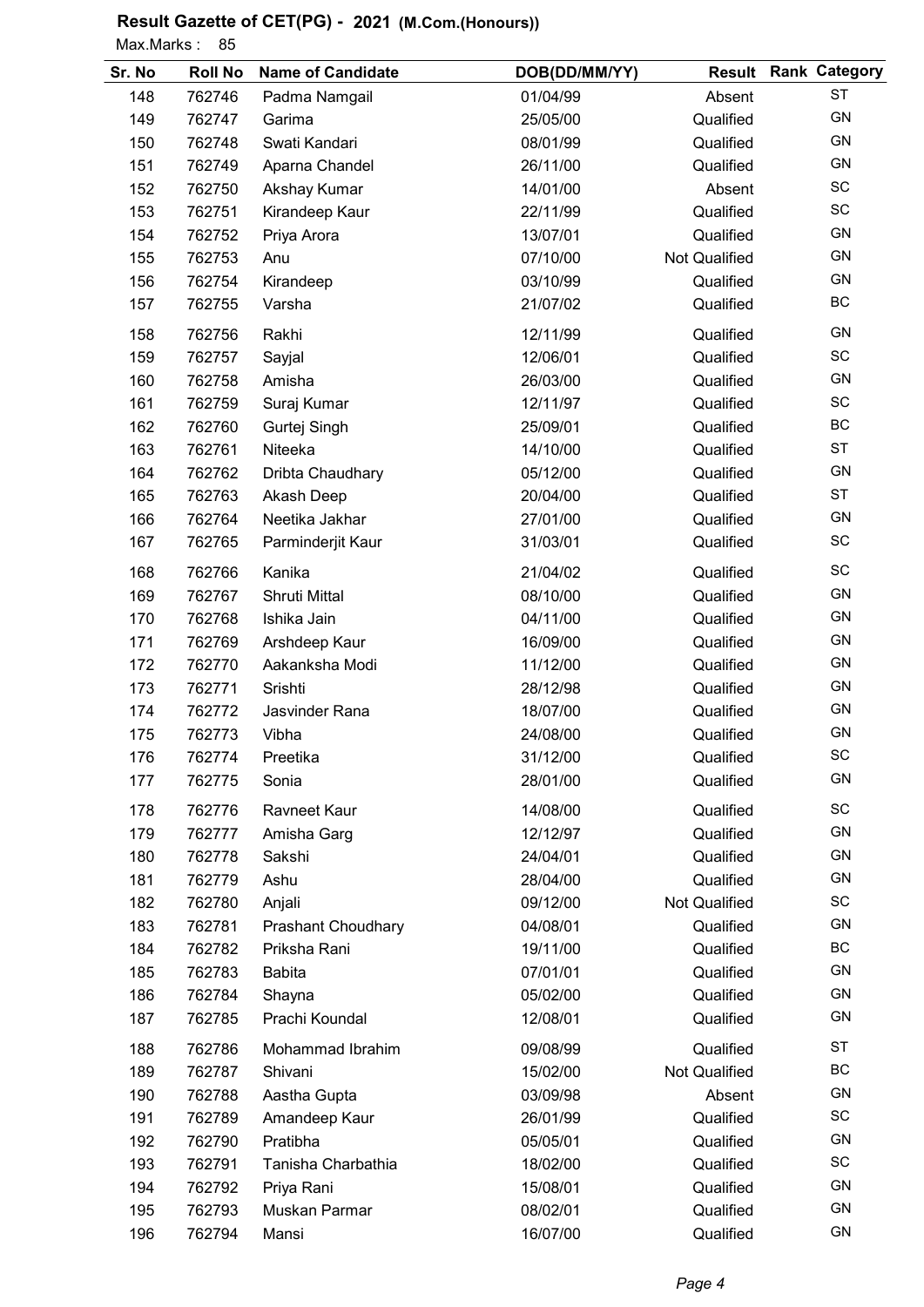## Result Gazette of CET(PG) - 2021 (M.Com.(Honours))

Max.Marks : 85

| Sr. No | Roll No | Name of Candidate | DOB(DD/MM/YY) | Result | Rank | Category |
|---|---|---|---|---|---|---|
| 148 | 762746 | Padma Namgail | 01/04/99 | Absent | | ST |
| 149 | 762747 | Garima | 25/05/00 | Qualified | | GN |
| 150 | 762748 | Swati Kandari | 08/01/99 | Qualified | | GN |
| 151 | 762749 | Aparna Chandel | 26/11/00 | Qualified | | GN |
| 152 | 762750 | Akshay Kumar | 14/01/00 | Absent | | SC |
| 153 | 762751 | Kirandeep Kaur | 22/11/99 | Qualified | | SC |
| 154 | 762752 | Priya Arora | 13/07/01 | Qualified | | GN |
| 155 | 762753 | Anu | 07/10/00 | Not Qualified | | GN |
| 156 | 762754 | Kirandeep | 03/10/99 | Qualified | | GN |
| 157 | 762755 | Varsha | 21/07/02 | Qualified | | BC |
| 158 | 762756 | Rakhi | 12/11/99 | Qualified | | GN |
| 159 | 762757 | Sayjal | 12/06/01 | Qualified | | SC |
| 160 | 762758 | Amisha | 26/03/00 | Qualified | | GN |
| 161 | 762759 | Suraj Kumar | 12/11/97 | Qualified | | SC |
| 162 | 762760 | Gurtej Singh | 25/09/01 | Qualified | | BC |
| 163 | 762761 | Niteeka | 14/10/00 | Qualified | | ST |
| 164 | 762762 | Dribta Chaudhary | 05/12/00 | Qualified | | GN |
| 165 | 762763 | Akash Deep | 20/04/00 | Qualified | | ST |
| 166 | 762764 | Neetika Jakhar | 27/01/00 | Qualified | | GN |
| 167 | 762765 | Parminderjit Kaur | 31/03/01 | Qualified | | SC |
| 168 | 762766 | Kanika | 21/04/02 | Qualified | | SC |
| 169 | 762767 | Shruti Mittal | 08/10/00 | Qualified | | GN |
| 170 | 762768 | Ishika Jain | 04/11/00 | Qualified | | GN |
| 171 | 762769 | Arshdeep Kaur | 16/09/00 | Qualified | | GN |
| 172 | 762770 | Aakanksha Modi | 11/12/00 | Qualified | | GN |
| 173 | 762771 | Srishti | 28/12/98 | Qualified | | GN |
| 174 | 762772 | Jasvinder Rana | 18/07/00 | Qualified | | GN |
| 175 | 762773 | Vibha | 24/08/00 | Qualified | | GN |
| 176 | 762774 | Preetika | 31/12/00 | Qualified | | SC |
| 177 | 762775 | Sonia | 28/01/00 | Qualified | | GN |
| 178 | 762776 | Ravneet Kaur | 14/08/00 | Qualified | | SC |
| 179 | 762777 | Amisha Garg | 12/12/97 | Qualified | | GN |
| 180 | 762778 | Sakshi | 24/04/01 | Qualified | | GN |
| 181 | 762779 | Ashu | 28/04/00 | Qualified | | GN |
| 182 | 762780 | Anjali | 09/12/00 | Not Qualified | | SC |
| 183 | 762781 | Prashant Choudhary | 04/08/01 | Qualified | | GN |
| 184 | 762782 | Priksha Rani | 19/11/00 | Qualified | | BC |
| 185 | 762783 | Babita | 07/01/01 | Qualified | | GN |
| 186 | 762784 | Shayna | 05/02/00 | Qualified | | GN |
| 187 | 762785 | Prachi Koundal | 12/08/01 | Qualified | | GN |
| 188 | 762786 | Mohammad Ibrahim | 09/08/99 | Qualified | | ST |
| 189 | 762787 | Shivani | 15/02/00 | Not Qualified | | BC |
| 190 | 762788 | Aastha Gupta | 03/09/98 | Absent | | GN |
| 191 | 762789 | Amandeep Kaur | 26/01/99 | Qualified | | SC |
| 192 | 762790 | Pratibha | 05/05/01 | Qualified | | GN |
| 193 | 762791 | Tanisha Charbathia | 18/02/00 | Qualified | | SC |
| 194 | 762792 | Priya Rani | 15/08/01 | Qualified | | GN |
| 195 | 762793 | Muskan Parmar | 08/02/01 | Qualified | | GN |
| 196 | 762794 | Mansi | 16/07/00 | Qualified | | GN |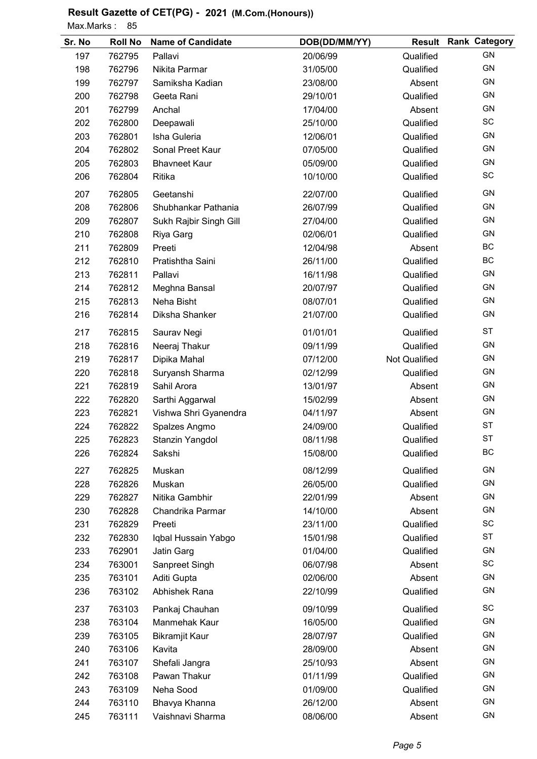## Result Gazette of CET(PG) - 2021 (M.Com.(Honours))

Max.Marks : 85

| Sr. No | Roll No | Name of Candidate | DOB(DD/MM/YY) | Result | Rank | Category |
|---|---|---|---|---|---|---|
| 197 | 762795 | Pallavi | 20/06/99 | Qualified | | GN |
| 198 | 762796 | Nikita Parmar | 31/05/00 | Qualified | | GN |
| 199 | 762797 | Samiksha Kadian | 23/08/00 | Absent | | GN |
| 200 | 762798 | Geeta Rani | 29/10/01 | Qualified | | GN |
| 201 | 762799 | Anchal | 17/04/00 | Absent | | GN |
| 202 | 762800 | Deepawali | 25/10/00 | Qualified | | SC |
| 203 | 762801 | Isha Guleria | 12/06/01 | Qualified | | GN |
| 204 | 762802 | Sonal Preet Kaur | 07/05/00 | Qualified | | GN |
| 205 | 762803 | Bhavneet Kaur | 05/09/00 | Qualified | | GN |
| 206 | 762804 | Ritika | 10/10/00 | Qualified | | SC |
| 207 | 762805 | Geetanshi | 22/07/00 | Qualified | | GN |
| 208 | 762806 | Shubhankar Pathania | 26/07/99 | Qualified | | GN |
| 209 | 762807 | Sukh Rajbir Singh Gill | 27/04/00 | Qualified | | GN |
| 210 | 762808 | Riya Garg | 02/06/01 | Qualified | | GN |
| 211 | 762809 | Preeti | 12/04/98 | Absent | | BC |
| 212 | 762810 | Pratishtha Saini | 26/11/00 | Qualified | | BC |
| 213 | 762811 | Pallavi | 16/11/98 | Qualified | | GN |
| 214 | 762812 | Meghna Bansal | 20/07/97 | Qualified | | GN |
| 215 | 762813 | Neha Bisht | 08/07/01 | Qualified | | GN |
| 216 | 762814 | Diksha Shanker | 21/07/00 | Qualified | | GN |
| 217 | 762815 | Saurav Negi | 01/01/01 | Qualified | | ST |
| 218 | 762816 | Neeraj Thakur | 09/11/99 | Qualified | | GN |
| 219 | 762817 | Dipika Mahal | 07/12/00 | Not Qualified | | GN |
| 220 | 762818 | Suryansh Sharma | 02/12/99 | Qualified | | GN |
| 221 | 762819 | Sahil Arora | 13/01/97 | Absent | | GN |
| 222 | 762820 | Sarthi Aggarwal | 15/02/99 | Absent | | GN |
| 223 | 762821 | Vishwa Shri Gyanendra | 04/11/97 | Absent | | GN |
| 224 | 762822 | Spalzes Angmo | 24/09/00 | Qualified | | ST |
| 225 | 762823 | Stanzin Yangdol | 08/11/98 | Qualified | | ST |
| 226 | 762824 | Sakshi | 15/08/00 | Qualified | | BC |
| 227 | 762825 | Muskan | 08/12/99 | Qualified | | GN |
| 228 | 762826 | Muskan | 26/05/00 | Qualified | | GN |
| 229 | 762827 | Nitika Gambhir | 22/01/99 | Absent | | GN |
| 230 | 762828 | Chandrika Parmar | 14/10/00 | Absent | | GN |
| 231 | 762829 | Preeti | 23/11/00 | Qualified | | SC |
| 232 | 762830 | Iqbal Hussain Yabgo | 15/01/98 | Qualified | | ST |
| 233 | 762901 | Jatin Garg | 01/04/00 | Qualified | | GN |
| 234 | 763001 | Sanpreet Singh | 06/07/98 | Absent | | SC |
| 235 | 763101 | Aditi Gupta | 02/06/00 | Absent | | GN |
| 236 | 763102 | Abhishek Rana | 22/10/99 | Qualified | | GN |
| 237 | 763103 | Pankaj Chauhan | 09/10/99 | Qualified | | SC |
| 238 | 763104 | Manmehak Kaur | 16/05/00 | Qualified | | GN |
| 239 | 763105 | Bikramjit Kaur | 28/07/97 | Qualified | | GN |
| 240 | 763106 | Kavita | 28/09/00 | Absent | | GN |
| 241 | 763107 | Shefali Jangra | 25/10/93 | Absent | | GN |
| 242 | 763108 | Pawan Thakur | 01/11/99 | Qualified | | GN |
| 243 | 763109 | Neha Sood | 01/09/00 | Qualified | | GN |
| 244 | 763110 | Bhavya Khanna | 26/12/00 | Absent | | GN |
| 245 | 763111 | Vaishnavi Sharma | 08/06/00 | Absent | | GN |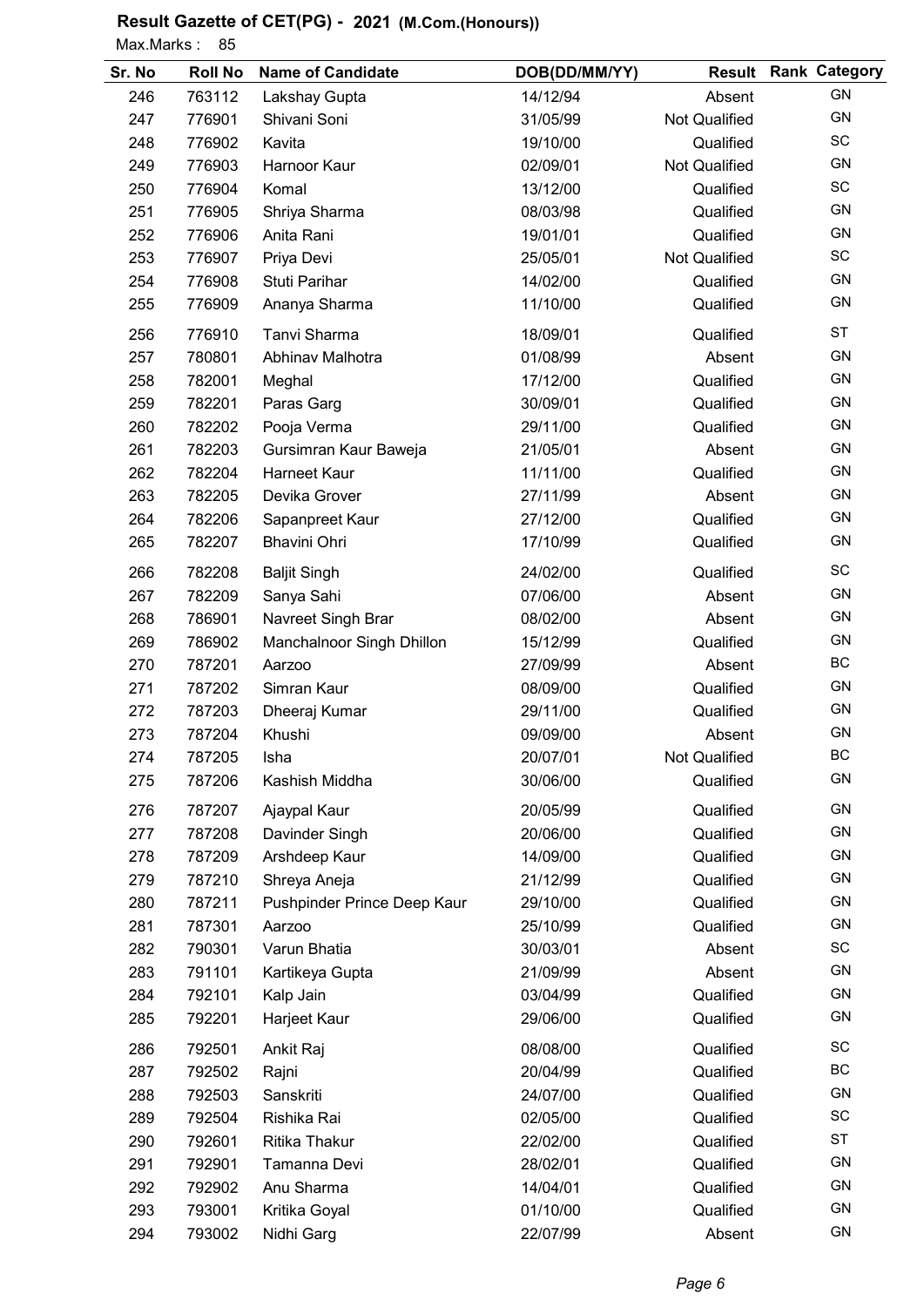# Result Gazette of CET(PG) - 2021 (M.Com.(Honours))

Max.Marks : 85

| Sr. No | Roll No | Name of Candidate | DOB(DD/MM/YY) | Result | Rank | Category |
|---|---|---|---|---|---|---|
| 246 | 763112 | Lakshay Gupta | 14/12/94 | Absent | | GN |
| 247 | 776901 | Shivani Soni | 31/05/99 | Not Qualified | | GN |
| 248 | 776902 | Kavita | 19/10/00 | Qualified | | SC |
| 249 | 776903 | Harnoor Kaur | 02/09/01 | Not Qualified | | GN |
| 250 | 776904 | Komal | 13/12/00 | Qualified | | SC |
| 251 | 776905 | Shriya Sharma | 08/03/98 | Qualified | | GN |
| 252 | 776906 | Anita Rani | 19/01/01 | Qualified | | GN |
| 253 | 776907 | Priya Devi | 25/05/01 | Not Qualified | | SC |
| 254 | 776908 | Stuti Parihar | 14/02/00 | Qualified | | GN |
| 255 | 776909 | Ananya Sharma | 11/10/00 | Qualified | | GN |
| 256 | 776910 | Tanvi Sharma | 18/09/01 | Qualified | | ST |
| 257 | 780801 | Abhinav Malhotra | 01/08/99 | Absent | | GN |
| 258 | 782001 | Meghal | 17/12/00 | Qualified | | GN |
| 259 | 782201 | Paras Garg | 30/09/01 | Qualified | | GN |
| 260 | 782202 | Pooja Verma | 29/11/00 | Qualified | | GN |
| 261 | 782203 | Gursimran Kaur Baweja | 21/05/01 | Absent | | GN |
| 262 | 782204 | Harneet Kaur | 11/11/00 | Qualified | | GN |
| 263 | 782205 | Devika Grover | 27/11/99 | Absent | | GN |
| 264 | 782206 | Sapanpreet Kaur | 27/12/00 | Qualified | | GN |
| 265 | 782207 | Bhavini Ohri | 17/10/99 | Qualified | | GN |
| 266 | 782208 | Baljit Singh | 24/02/00 | Qualified | | SC |
| 267 | 782209 | Sanya Sahi | 07/06/00 | Absent | | GN |
| 268 | 786901 | Navreet Singh Brar | 08/02/00 | Absent | | GN |
| 269 | 786902 | Manchalnoor Singh Dhillon | 15/12/99 | Qualified | | GN |
| 270 | 787201 | Aarzoo | 27/09/99 | Absent | | BC |
| 271 | 787202 | Simran Kaur | 08/09/00 | Qualified | | GN |
| 272 | 787203 | Dheeraj Kumar | 29/11/00 | Qualified | | GN |
| 273 | 787204 | Khushi | 09/09/00 | Absent | | GN |
| 274 | 787205 | Isha | 20/07/01 | Not Qualified | | BC |
| 275 | 787206 | Kashish Middha | 30/06/00 | Qualified | | GN |
| 276 | 787207 | Ajaypal Kaur | 20/05/99 | Qualified | | GN |
| 277 | 787208 | Davinder Singh | 20/06/00 | Qualified | | GN |
| 278 | 787209 | Arshdeep Kaur | 14/09/00 | Qualified | | GN |
| 279 | 787210 | Shreya Aneja | 21/12/99 | Qualified | | GN |
| 280 | 787211 | Pushpinder Prince Deep Kaur | 29/10/00 | Qualified | | GN |
| 281 | 787301 | Aarzoo | 25/10/99 | Qualified | | GN |
| 282 | 790301 | Varun Bhatia | 30/03/01 | Absent | | SC |
| 283 | 791101 | Kartikeya Gupta | 21/09/99 | Absent | | GN |
| 284 | 792101 | Kalp Jain | 03/04/99 | Qualified | | GN |
| 285 | 792201 | Harjeet Kaur | 29/06/00 | Qualified | | GN |
| 286 | 792501 | Ankit Raj | 08/08/00 | Qualified | | SC |
| 287 | 792502 | Rajni | 20/04/99 | Qualified | | BC |
| 288 | 792503 | Sanskriti | 24/07/00 | Qualified | | GN |
| 289 | 792504 | Rishika Rai | 02/05/00 | Qualified | | SC |
| 290 | 792601 | Ritika Thakur | 22/02/00 | Qualified | | ST |
| 291 | 792901 | Tamanna Devi | 28/02/01 | Qualified | | GN |
| 292 | 792902 | Anu Sharma | 14/04/01 | Qualified | | GN |
| 293 | 793001 | Kritika Goyal | 01/10/00 | Qualified | | GN |
| 294 | 793002 | Nidhi Garg | 22/07/99 | Absent | | GN |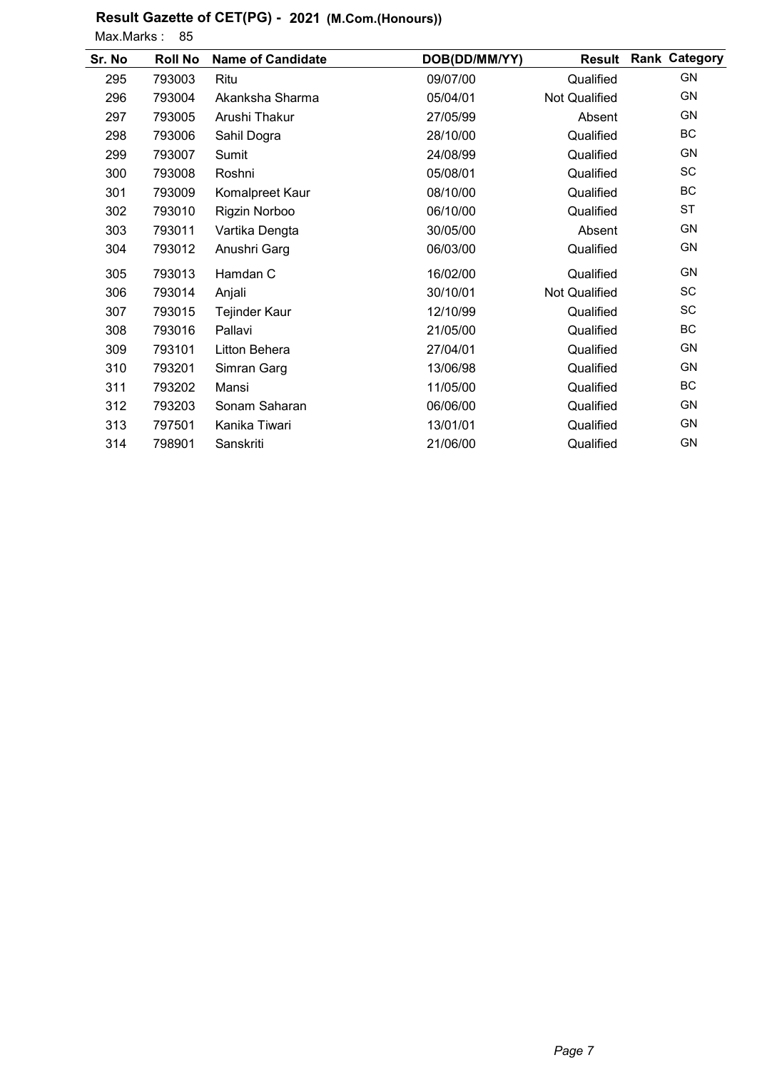**Result Gazette of CET(PG) - 2021 (M.Com.(Honours))**

Max.Marks : 85

| Sr. No | Roll No | Name of Candidate | DOB(DD/MM/YY) | Result | Rank | Category |
|---|---|---|---|---|---|---|
| 295 | 793003 | Ritu | 09/07/00 | Qualified | | GN |
| 296 | 793004 | Akanksha Sharma | 05/04/01 | Not Qualified | | GN |
| 297 | 793005 | Arushi Thakur | 27/05/99 | Absent | | GN |
| 298 | 793006 | Sahil Dogra | 28/10/00 | Qualified | | BC |
| 299 | 793007 | Sumit | 24/08/99 | Qualified | | GN |
| 300 | 793008 | Roshni | 05/08/01 | Qualified | | SC |
| 301 | 793009 | Komalpreet Kaur | 08/10/00 | Qualified | | BC |
| 302 | 793010 | Rigzin Norboo | 06/10/00 | Qualified | | ST |
| 303 | 793011 | Vartika Dengta | 30/05/00 | Absent | | GN |
| 304 | 793012 | Anushri Garg | 06/03/00 | Qualified | | GN |
| 305 | 793013 | Hamdan C | 16/02/00 | Qualified | | GN |
| 306 | 793014 | Anjali | 30/10/01 | Not Qualified | | SC |
| 307 | 793015 | Tejinder Kaur | 12/10/99 | Qualified | | SC |
| 308 | 793016 | Pallavi | 21/05/00 | Qualified | | BC |
| 309 | 793101 | Litton Behera | 27/04/01 | Qualified | | GN |
| 310 | 793201 | Simran Garg | 13/06/98 | Qualified | | GN |
| 311 | 793202 | Mansi | 11/05/00 | Qualified | | BC |
| 312 | 793203 | Sonam Saharan | 06/06/00 | Qualified | | GN |
| 313 | 797501 | Kanika Tiwari | 13/01/01 | Qualified | | GN |
| 314 | 798901 | Sanskriti | 21/06/00 | Qualified | | GN |